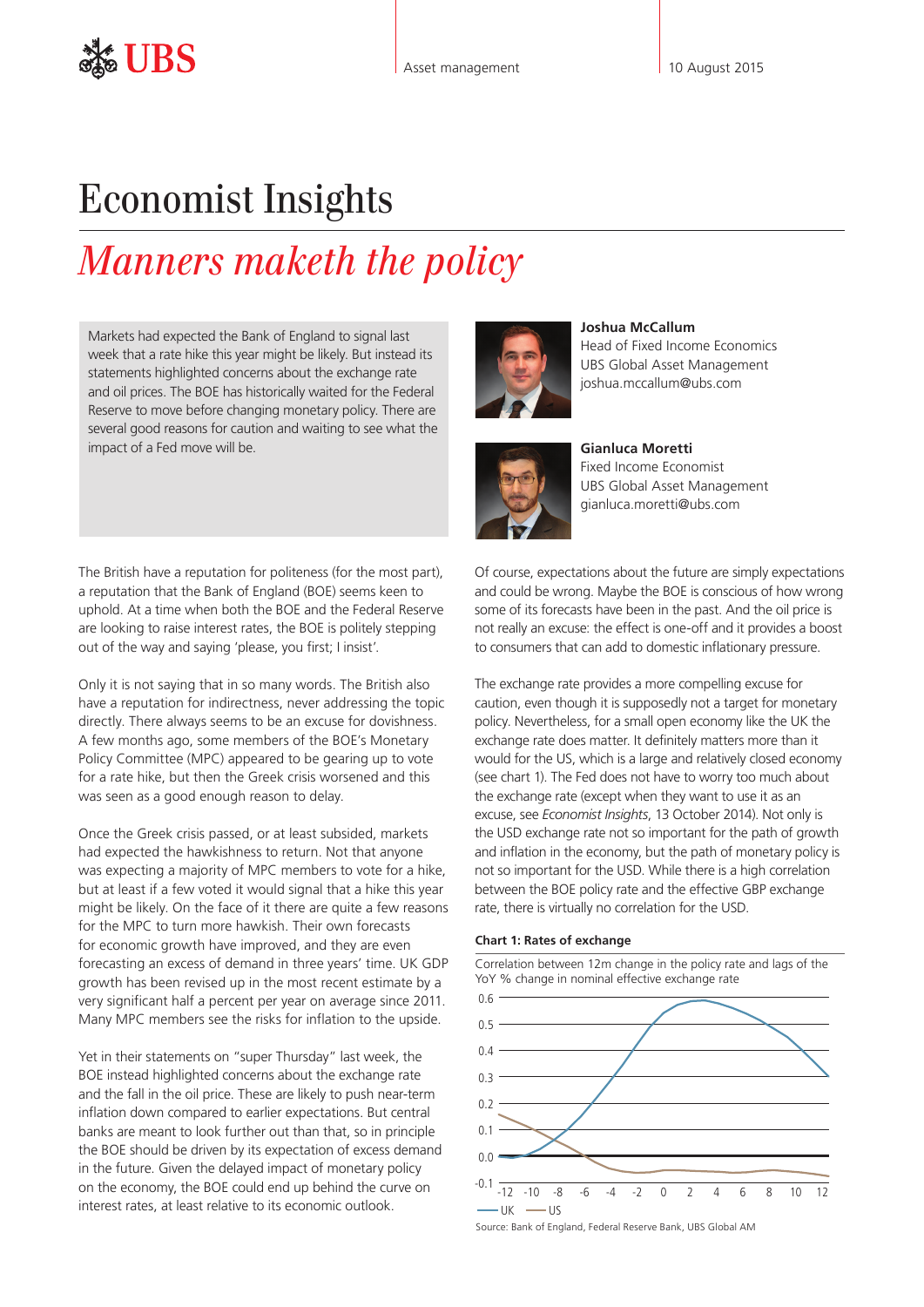UBS | Asset management | 10 August 2015

# Economist Insights

## *Manners maketh the policy*

Markets had expected the Bank of England to signal last week that a rate hike this year might be likely. But instead its statements highlighted concerns about the exchange rate and oil prices. The BOE has historically waited for the Federal Reserve to move before changing monetary policy. There are several good reasons for caution and waiting to see what the impact of a Fed move will be.

**Joshua McCallum**
Head of Fixed Income Economics
UBS Global Asset Management
joshua.mccallum@ubs.com

**Gianluca Moretti**
Fixed Income Economist
UBS Global Asset Management
gianluca.moretti@ubs.com

The British have a reputation for politeness (for the most part), a reputation that the Bank of England (BOE) seems keen to uphold. At a time when both the BOE and the Federal Reserve are looking to raise interest rates, the BOE is politely stepping out of the way and saying 'please, you first; I insist'.

Only it is not saying that in so many words. The British also have a reputation for indirectness, never addressing the topic directly. There always seems to be an excuse for dovishness. A few months ago, some members of the BOE's Monetary Policy Committee (MPC) appeared to be gearing up to vote for a rate hike, but then the Greek crisis worsened and this was seen as a good enough reason to delay.

Once the Greek crisis passed, or at least subsided, markets had expected the hawkishness to return. Not that anyone was expecting a majority of MPC members to vote for a hike, but at least if a few voted it would signal that a hike this year might be likely. On the face of it there are quite a few reasons for the MPC to turn more hawkish. Their own forecasts for economic growth have improved, and they are even forecasting an excess of demand in three years' time. UK GDP growth has been revised up in the most recent estimate by a very significant half a percent per year on average since 2011. Many MPC members see the risks for inflation to the upside.

Yet in their statements on "super Thursday" last week, the BOE instead highlighted concerns about the exchange rate and the fall in the oil price. These are likely to push near-term inflation down compared to earlier expectations. But central banks are meant to look further out than that, so in principle the BOE should be driven by its expectation of excess demand in the future. Given the delayed impact of monetary policy on the economy, the BOE could end up behind the curve on interest rates, at least relative to its economic outlook.

Of course, expectations about the future are simply expectations and could be wrong. Maybe the BOE is conscious of how wrong some of its forecasts have been in the past. And the oil price is not really an excuse: the effect is one-off and it provides a boost to consumers that can add to domestic inflationary pressure.

The exchange rate provides a more compelling excuse for caution, even though it is supposedly not a target for monetary policy. Nevertheless, for a small open economy like the UK the exchange rate does matter. It definitely matters more than it would for the US, which is a large and relatively closed economy (see chart 1). The Fed does not have to worry too much about the exchange rate (except when they want to use it as an excuse, see *Economist Insights*, 13 October 2014). Not only is the USD exchange rate not so important for the path of growth and inflation in the economy, but the path of monetary policy is not so important for the USD. While there is a high correlation between the BOE policy rate and the effective GBP exchange rate, there is virtually no correlation for the USD.

**Chart 1: Rates of exchange**

Correlation between 12m change in the policy rate and lags of the YoY % change in nominal effective exchange rate

Legend: UK, US. Y-axis: -0.1 to 0.6; X-axis (lags): -12 to 12.

Source: Bank of England, Federal Reserve Bank, UBS Global AM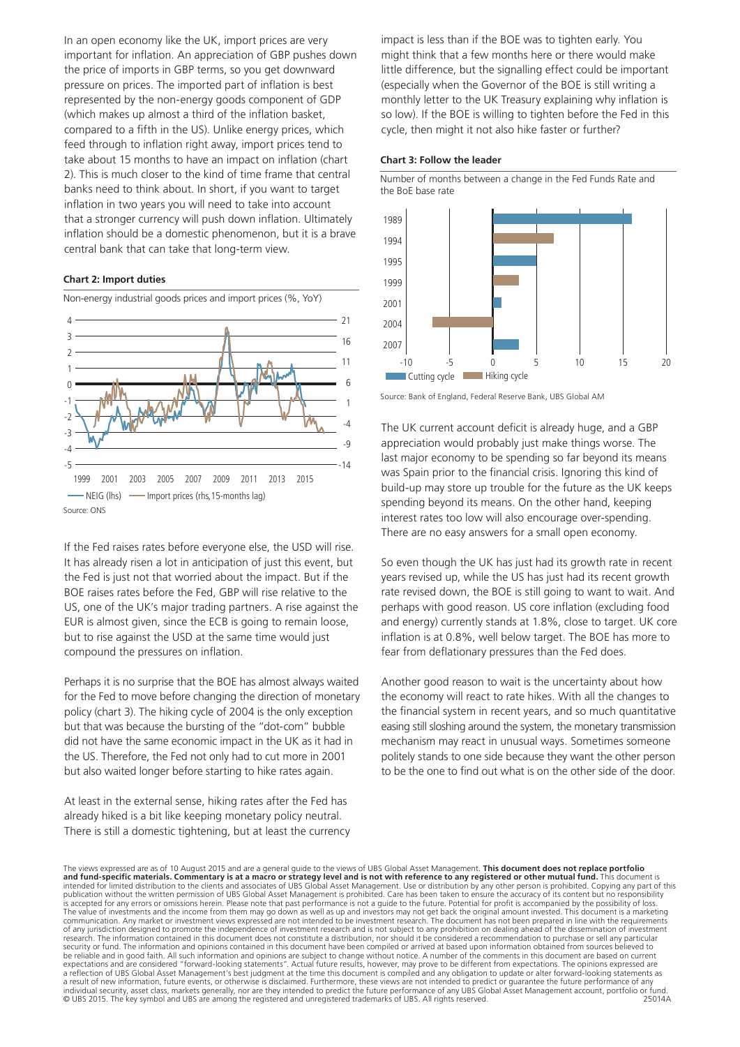In an open economy like the UK, import prices are very important for inflation. An appreciation of GBP pushes down the price of imports in GBP terms, so you get downward pressure on prices. The imported part of inflation is best represented by the non-energy goods component of GDP (which makes up almost a third of the inflation basket, compared to a fifth in the US). Unlike energy prices, which feed through to inflation right away, import prices tend to take about 15 months to have an impact on inflation (chart 2). This is much closer to the kind of time frame that central banks need to think about. In short, if you want to target inflation in two years you will need to take into account that a stronger currency will push down inflation. Ultimately inflation should be a domestic phenomenon, but it is a brave central bank that can take that long-term view.

**Chart 2: Import duties**

Non-energy industrial goods prices and import prices (%, YoY)

4, 3, 2, 1, 0, -1, -2, -3, -4, -5

21, 16, 11, 6, 1, -4, -9, -14

1999 2001 2003 2005 2007 2009 2011 2013 2015

NEIG (lhs) — Import prices (rhs, 15-months lag)

Source: ONS

If the Fed raises rates before everyone else, the USD will rise. It has already risen a lot in anticipation of just this event, but the Fed is just not that worried about the impact. But if the BOE raises rates before the Fed, GBP will rise relative to the US, one of the UK's major trading partners. A rise against the EUR is almost given, since the ECB is going to remain loose, but to rise against the USD at the same time would just compound the pressures on inflation.

Perhaps it is no surprise that the BOE has almost always waited for the Fed to move before changing the direction of monetary policy (chart 3). The hiking cycle of 2004 is the only exception but that was because the bursting of the "dot-com" bubble did not have the same economic impact in the UK as it had in the US. Therefore, the Fed not only had to cut more in 2001 but also waited longer before starting to hike rates again.

At least in the external sense, hiking rates after the Fed has already hiked is a bit like keeping monetary policy neutral. There is still a domestic tightening, but at least the currency impact is less than if the BOE was to tighten early. You might think that a few months here or there would make little difference, but the signalling effect could be important (especially when the Governor of the BOE is still writing a monthly letter to the UK Treasury explaining why inflation is so low). If the BOE is willing to tighten before the Fed in this cycle, then might it not also hike faster or further?

**Chart 3: Follow the leader**

Number of months between a change in the Fed Funds Rate and the BoE base rate

1989, 1994, 1995, 1999, 2001, 2004, 2007

-10 -5 0 5 10 15 20

Cutting cycle   Hiking cycle

Source: Bank of England, Federal Reserve Bank, UBS Global AM

The UK current account deficit is already huge, and a GBP appreciation would probably just make things worse. The last major economy to be spending so far beyond its means was Spain prior to the financial crisis. Ignoring this kind of build-up may store up trouble for the future as the UK keeps spending beyond its means. On the other hand, keeping interest rates too low will also encourage over-spending. There are no easy answers for a small open economy.

So even though the UK has just had its growth rate in recent years revised up, while the US has just had its recent growth rate revised down, the BOE is still going to want to wait. And perhaps with good reason. US core inflation (excluding food and energy) currently stands at 1.8%, close to target. UK core inflation is at 0.8%, well below target. The BOE has more to fear from deflationary pressures than the Fed does.

Another good reason to wait is the uncertainty about how the economy will react to rate hikes. With all the changes to the financial system in recent years, and so much quantitative easing still sloshing around the system, the monetary transmission mechanism may react in unusual ways. Sometimes someone politely stands to one side because they want the other person to be the one to find out what is on the other side of the door.

The views expressed are as of 10 August 2015 and are a general guide to the views of UBS Global Asset Management. **This document does not replace portfolio and fund-specific materials. Commentary is at a macro or strategy level and is not with reference to any registered or other mutual fund.** This document is intended for limited distribution to the clients and associates of UBS Global Asset Management. Use or distribution by any other person is prohibited. Copying any part of this publication without the written permission of UBS Global Asset Management is prohibited. Care has been taken to ensure the accuracy of its content but no responsibility is accepted for any errors or omissions herein. Please note that past performance is not a guide to the future. Potential for profit is accompanied by the possibility of loss. The value of investments and the income from them may go down as well as up and investors may not get back the original amount invested. This document is a marketing communication. Any market or investment views expressed are not intended to be investment research. The document has not been prepared in line with the requirements of any jurisdiction designed to promote the independence of investment research and is not subject to any prohibition on dealing ahead of the dissemination of investment research. The information contained in this document does not constitute a distribution, nor should it be considered a recommendation to purchase or sell any particular security or fund. The information and opinions contained in this document have been compiled or arrived at based upon information obtained from sources believed to be reliable and in good faith. All such information and opinions are subject to change without notice. A number of the comments in this document are based on current expectations and are considered "forward-looking statements". Actual future results, however, may prove to be different from expectations. The opinions expressed are a reflection of UBS Global Asset Management's best judgment at the time this document is compiled and any obligation to update or alter forward-looking statements as a result of new information, future events, or otherwise is disclaimed. Furthermore, these views are not intended to predict or guarantee the future performance of any individual security, asset class, markets generally, nor are they intended to predict the future performance of any UBS Global Asset Management account, portfolio or fund.
© UBS 2015. The key symbol and UBS are among the registered and unregistered trademarks of UBS. All rights reserved. 25014A